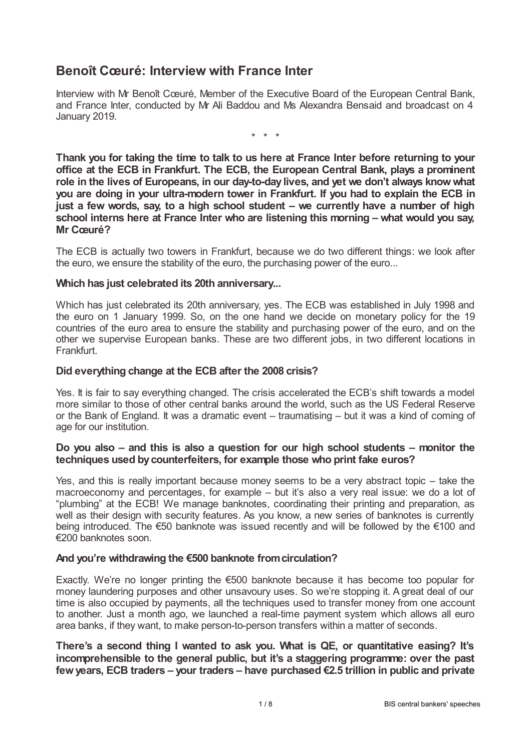# Benoît Cœuré: Interview with France Inter

Interview with Mr Benoît Cœuré, Member of the Executive Board of the European Central Bank, and France Inter, conducted by Mr Ali Baddou and Ms Alexandra Bensaid and broadcast on 4 January 2019.

\* \* \*

**Thank you for taking the time to talk to us here at France Inter before returning to your office at the ECB in Frankfurt. The ECB, the European Central Bank, plays a prominent role in the lives of Europeans, in our day-to-day lives, and yet we don't always know what you are doing in your ultra-modern tower in Frankfurt. If you had to explain the ECB in just a few words, say, to a high school student – we currently have a number of high school interns here at France Inter who are listening this morning – what would you say, Mr Cœuré?**

The ECB is actually two towers in Frankfurt, because we do two different things: we look after the euro, we ensure the stability of the euro, the purchasing power of the euro...

**Which has just celebrated its 20th anniversary...**

Which has just celebrated its 20th anniversary, yes. The ECB was established in July 1998 and the euro on 1 January 1999. So, on the one hand we decide on monetary policy for the 19 countries of the euro area to ensure the stability and purchasing power of the euro, and on the other we supervise European banks. These are two different jobs, in two different locations in Frankfurt.

**Did everything change at the ECB after the 2008 crisis?**

Yes. It is fair to say everything changed. The crisis accelerated the ECB's shift towards a model more similar to those of other central banks around the world, such as the US Federal Reserve or the Bank of England. It was a dramatic event – traumatising – but it was a kind of coming of age for our institution.

**Do you also – and this is also a question for our high school students – monitor the techniques used by counterfeiters, for example those who print fake euros?**

Yes, and this is really important because money seems to be a very abstract topic – take the macroeconomy and percentages, for example – but it's also a very real issue: we do a lot of "plumbing" at the ECB! We manage banknotes, coordinating their printing and preparation, as well as their design with security features. As you know, a new series of banknotes is currently being introduced. The €50 banknote was issued recently and will be followed by the €100 and €200 banknotes soon.

**And you're withdrawing the €500 banknote from circulation?**

Exactly. We're no longer printing the €500 banknote because it has become too popular for money laundering purposes and other unsavoury uses. So we're stopping it. A great deal of our time is also occupied by payments, all the techniques used to transfer money from one account to another. Just a month ago, we launched a real-time payment system which allows all euro area banks, if they want, to make person-to-person transfers within a matter of seconds.

**There's a second thing I wanted to ask you. What is QE, or quantitative easing? It's incomprehensible to the general public, but it's a staggering programme: over the past few years, ECB traders – your traders – have purchased €2.5 trillion in public and private**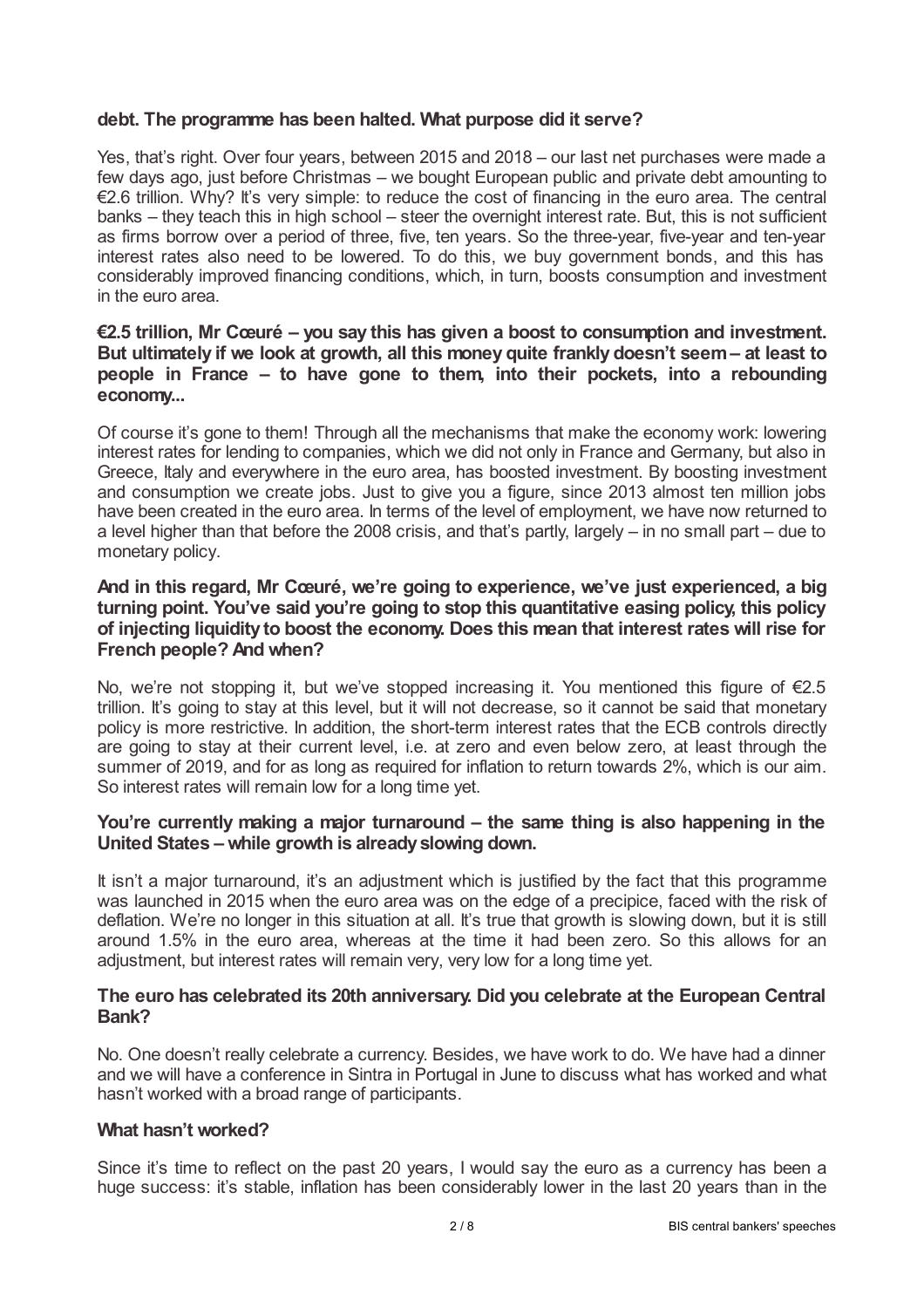**debt. The programme has been halted. What purpose did it serve?**

Yes, that's right. Over four years, between 2015 and 2018 – our last net purchases were made a few days ago, just before Christmas – we bought European public and private debt amounting to €2.6 trillion. Why? It's very simple: to reduce the cost of financing in the euro area. The central banks – they teach this in high school – steer the overnight interest rate. But, this is not sufficient as firms borrow over a period of three, five, ten years. So the three-year, five-year and ten-year interest rates also need to be lowered. To do this, we buy government bonds, and this has considerably improved financing conditions, which, in turn, boosts consumption and investment in the euro area.

**€2.5 trillion, Mr Cœuré – you say this has given a boost to consumption and investment. But ultimately if we look at growth, all this money quite frankly doesn't seem – at least to people in France – to have gone to them, into their pockets, into a rebounding economy...**

Of course it's gone to them! Through all the mechanisms that make the economy work: lowering interest rates for lending to companies, which we did not only in France and Germany, but also in Greece, Italy and everywhere in the euro area, has boosted investment. By boosting investment and consumption we create jobs. Just to give you a figure, since 2013 almost ten million jobs have been created in the euro area. In terms of the level of employment, we have now returned to a level higher than that before the 2008 crisis, and that's partly, largely – in no small part – due to monetary policy.

**And in this regard, Mr Cœuré, we're going to experience, we've just experienced, a big turning point. You've said you're going to stop this quantitative easing policy, this policy of injecting liquidity to boost the economy. Does this mean that interest rates will rise for French people? And when?**

No, we're not stopping it, but we've stopped increasing it. You mentioned this figure of €2.5 trillion. It's going to stay at this level, but it will not decrease, so it cannot be said that monetary policy is more restrictive. In addition, the short-term interest rates that the ECB controls directly are going to stay at their current level, i.e. at zero and even below zero, at least through the summer of 2019, and for as long as required for inflation to return towards 2%, which is our aim. So interest rates will remain low for a long time yet.

**You're currently making a major turnaround – the same thing is also happening in the United States – while growth is already slowing down.**

It isn't a major turnaround, it's an adjustment which is justified by the fact that this programme was launched in 2015 when the euro area was on the edge of a precipice, faced with the risk of deflation. We're no longer in this situation at all. It's true that growth is slowing down, but it is still around 1.5% in the euro area, whereas at the time it had been zero. So this allows for an adjustment, but interest rates will remain very, very low for a long time yet.

**The euro has celebrated its 20th anniversary. Did you celebrate at the European Central Bank?**

No. One doesn't really celebrate a currency. Besides, we have work to do. We have had a dinner and we will have a conference in Sintra in Portugal in June to discuss what has worked and what hasn't worked with a broad range of participants.

**What hasn't worked?**

Since it's time to reflect on the past 20 years, I would say the euro as a currency has been a huge success: it's stable, inflation has been considerably lower in the last 20 years than in the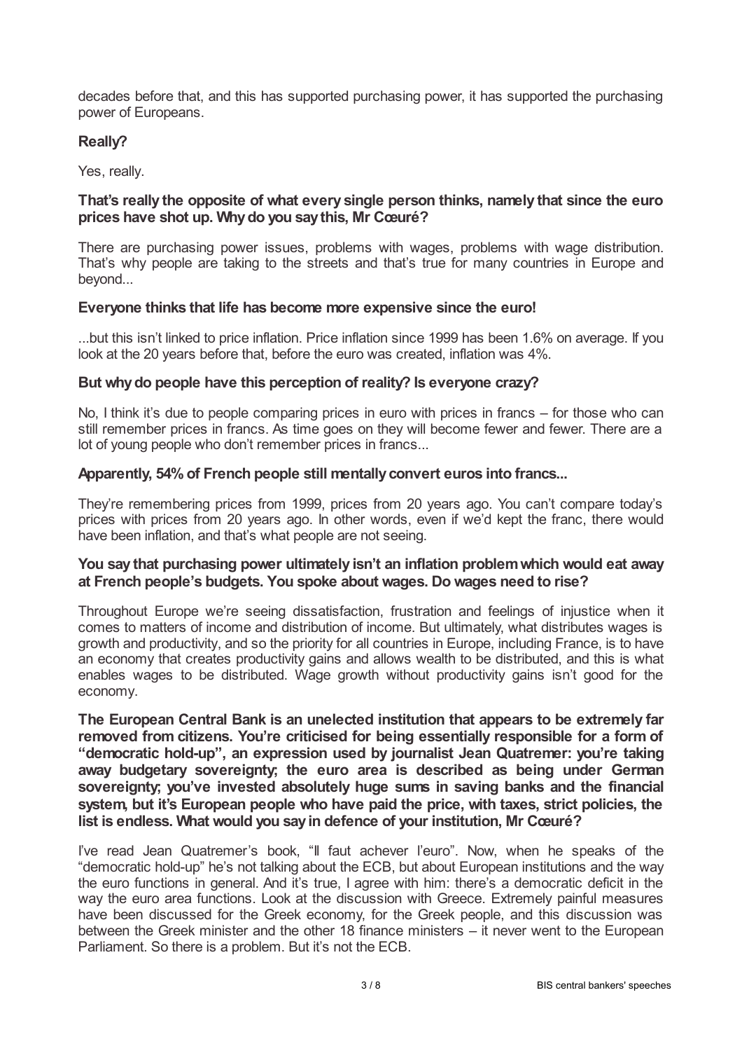decades before that, and this has supported purchasing power, it has supported the purchasing power of Europeans.

**Really?**

Yes, really.

**That's really the opposite of what every single person thinks, namely that since the euro prices have shot up. Why do you say this, Mr Cœuré?**

There are purchasing power issues, problems with wages, problems with wage distribution. That's why people are taking to the streets and that's true for many countries in Europe and beyond...

**Everyone thinks that life has become more expensive since the euro!**

...but this isn't linked to price inflation. Price inflation since 1999 has been 1.6% on average. If you look at the 20 years before that, before the euro was created, inflation was 4%.

**But why do people have this perception of reality? Is everyone crazy?**

No, I think it's due to people comparing prices in euro with prices in francs – for those who can still remember prices in francs. As time goes on they will become fewer and fewer. There are a lot of young people who don't remember prices in francs...

**Apparently, 54% of French people still mentally convert euros into francs...**

They're remembering prices from 1999, prices from 20 years ago. You can't compare today's prices with prices from 20 years ago. In other words, even if we'd kept the franc, there would have been inflation, and that's what people are not seeing.

**You say that purchasing power ultimately isn't an inflation problem which would eat away at French people's budgets. You spoke about wages. Do wages need to rise?**

Throughout Europe we're seeing dissatisfaction, frustration and feelings of injustice when it comes to matters of income and distribution of income. But ultimately, what distributes wages is growth and productivity, and so the priority for all countries in Europe, including France, is to have an economy that creates productivity gains and allows wealth to be distributed, and this is what enables wages to be distributed. Wage growth without productivity gains isn't good for the economy.

**The European Central Bank is an unelected institution that appears to be extremely far removed from citizens. You're criticised for being essentially responsible for a form of "democratic hold-up", an expression used by journalist Jean Quatremer: you're taking away budgetary sovereignty; the euro area is described as being under German sovereignty; you've invested absolutely huge sums in saving banks and the financial system, but it's European people who have paid the price, with taxes, strict policies, the list is endless. What would you say in defence of your institution, Mr Cœuré?**

I've read Jean Quatremer's book, "Il faut achever l'euro". Now, when he speaks of the "democratic hold-up" he's not talking about the ECB, but about European institutions and the way the euro functions in general. And it's true, I agree with him: there's a democratic deficit in the way the euro area functions. Look at the discussion with Greece. Extremely painful measures have been discussed for the Greek economy, for the Greek people, and this discussion was between the Greek minister and the other 18 finance ministers – it never went to the European Parliament. So there is a problem. But it's not the ECB.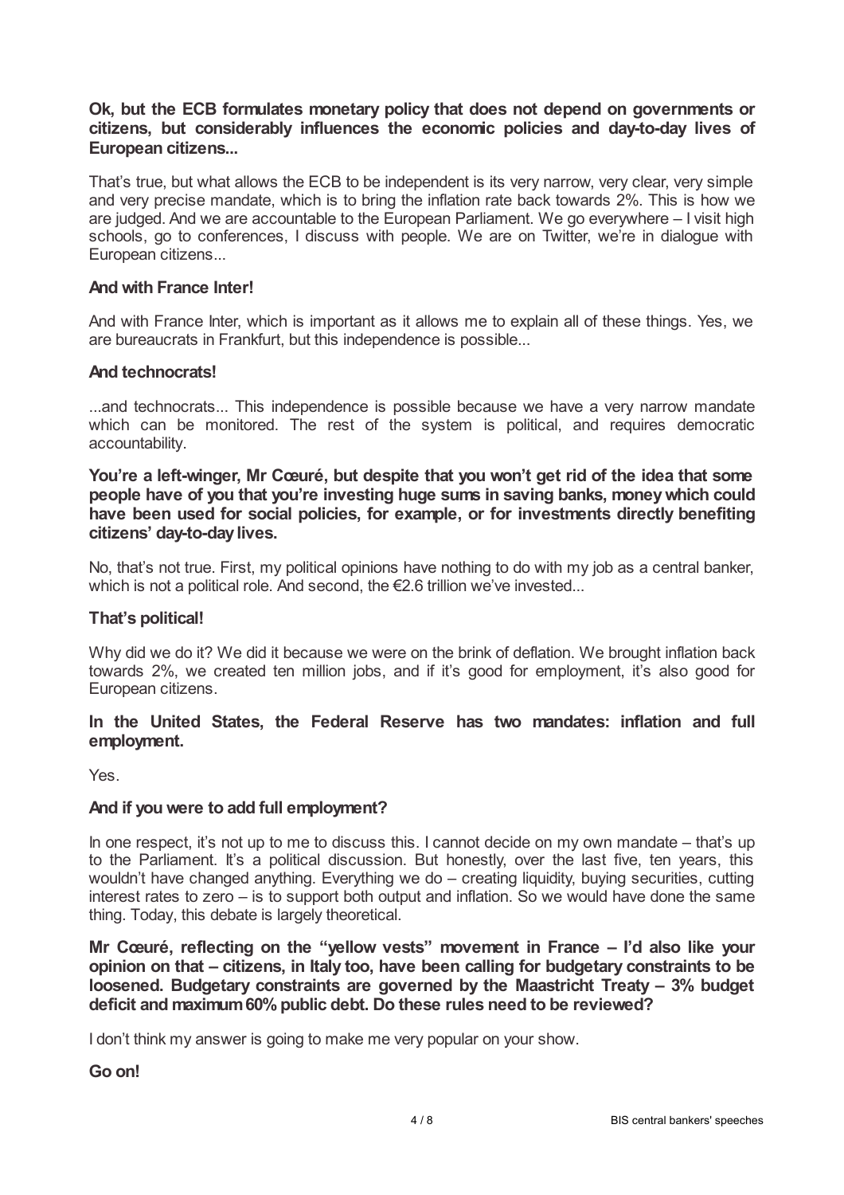**Ok, but the ECB formulates monetary policy that does not depend on governments or citizens, but considerably influences the economic policies and day-to-day lives of European citizens...**

That's true, but what allows the ECB to be independent is its very narrow, very clear, very simple and very precise mandate, which is to bring the inflation rate back towards 2%. This is how we are judged. And we are accountable to the European Parliament. We go everywhere – I visit high schools, go to conferences, I discuss with people. We are on Twitter, we're in dialogue with European citizens...

**And with France Inter!**

And with France Inter, which is important as it allows me to explain all of these things. Yes, we are bureaucrats in Frankfurt, but this independence is possible...

**And technocrats!**

...and technocrats... This independence is possible because we have a very narrow mandate which can be monitored. The rest of the system is political, and requires democratic accountability.

**You're a left-winger, Mr Cœuré, but despite that you won't get rid of the idea that some people have of you that you're investing huge sums in saving banks, money which could have been used for social policies, for example, or for investments directly benefiting citizens' day-to-day lives.**

No, that's not true. First, my political opinions have nothing to do with my job as a central banker, which is not a political role. And second, the €2.6 trillion we've invested...

**That's political!**

Why did we do it? We did it because we were on the brink of deflation. We brought inflation back towards 2%, we created ten million jobs, and if it's good for employment, it's also good for European citizens.

**In the United States, the Federal Reserve has two mandates: inflation and full employment.**

Yes.

**And if you were to add full employment?**

In one respect, it's not up to me to discuss this. I cannot decide on my own mandate – that's up to the Parliament. It's a political discussion. But honestly, over the last five, ten years, this wouldn't have changed anything. Everything we do – creating liquidity, buying securities, cutting interest rates to zero – is to support both output and inflation. So we would have done the same thing. Today, this debate is largely theoretical.

**Mr Cœuré, reflecting on the "yellow vests" movement in France – I'd also like your opinion on that – citizens, in Italy too, have been calling for budgetary constraints to be loosened. Budgetary constraints are governed by the Maastricht Treaty – 3% budget deficit and maximum 60% public debt. Do these rules need to be reviewed?**

I don't think my answer is going to make me very popular on your show.

**Go on!**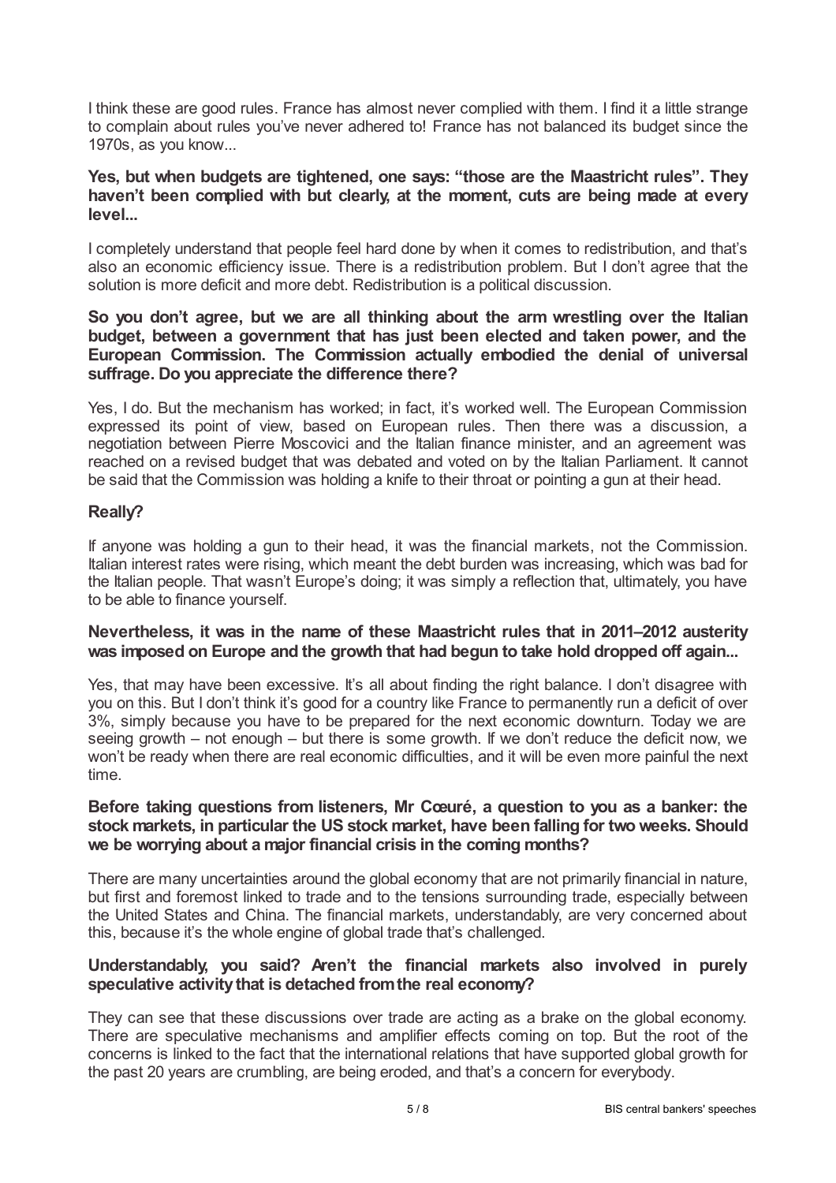I think these are good rules. France has almost never complied with them. I find it a little strange to complain about rules you've never adhered to! France has not balanced its budget since the 1970s, as you know...

**Yes, but when budgets are tightened, one says: "those are the Maastricht rules". They haven't been complied with but clearly, at the moment, cuts are being made at every level...**

I completely understand that people feel hard done by when it comes to redistribution, and that's also an economic efficiency issue. There is a redistribution problem. But I don't agree that the solution is more deficit and more debt. Redistribution is a political discussion.

**So you don't agree, but we are all thinking about the arm wrestling over the Italian budget, between a government that has just been elected and taken power, and the European Commission. The Commission actually embodied the denial of universal suffrage. Do you appreciate the difference there?**

Yes, I do. But the mechanism has worked; in fact, it's worked well. The European Commission expressed its point of view, based on European rules. Then there was a discussion, a negotiation between Pierre Moscovici and the Italian finance minister, and an agreement was reached on a revised budget that was debated and voted on by the Italian Parliament. It cannot be said that the Commission was holding a knife to their throat or pointing a gun at their head.

**Really?**

If anyone was holding a gun to their head, it was the financial markets, not the Commission. Italian interest rates were rising, which meant the debt burden was increasing, which was bad for the Italian people. That wasn't Europe's doing; it was simply a reflection that, ultimately, you have to be able to finance yourself.

**Nevertheless, it was in the name of these Maastricht rules that in 2011–2012 austerity was imposed on Europe and the growth that had begun to take hold dropped off again...**

Yes, that may have been excessive. It's all about finding the right balance. I don't disagree with you on this. But I don't think it's good for a country like France to permanently run a deficit of over 3%, simply because you have to be prepared for the next economic downturn. Today we are seeing growth – not enough – but there is some growth. If we don't reduce the deficit now, we won't be ready when there are real economic difficulties, and it will be even more painful the next time.

**Before taking questions from listeners, Mr Cœuré, a question to you as a banker: the stock markets, in particular the US stock market, have been falling for two weeks. Should we be worrying about a major financial crisis in the coming months?**

There are many uncertainties around the global economy that are not primarily financial in nature, but first and foremost linked to trade and to the tensions surrounding trade, especially between the United States and China. The financial markets, understandably, are very concerned about this, because it's the whole engine of global trade that's challenged.

**Understandably, you said? Aren't the financial markets also involved in purely speculative activity that is detached from the real economy?**

They can see that these discussions over trade are acting as a brake on the global economy. There are speculative mechanisms and amplifier effects coming on top. But the root of the concerns is linked to the fact that the international relations that have supported global growth for the past 20 years are crumbling, are being eroded, and that's a concern for everybody.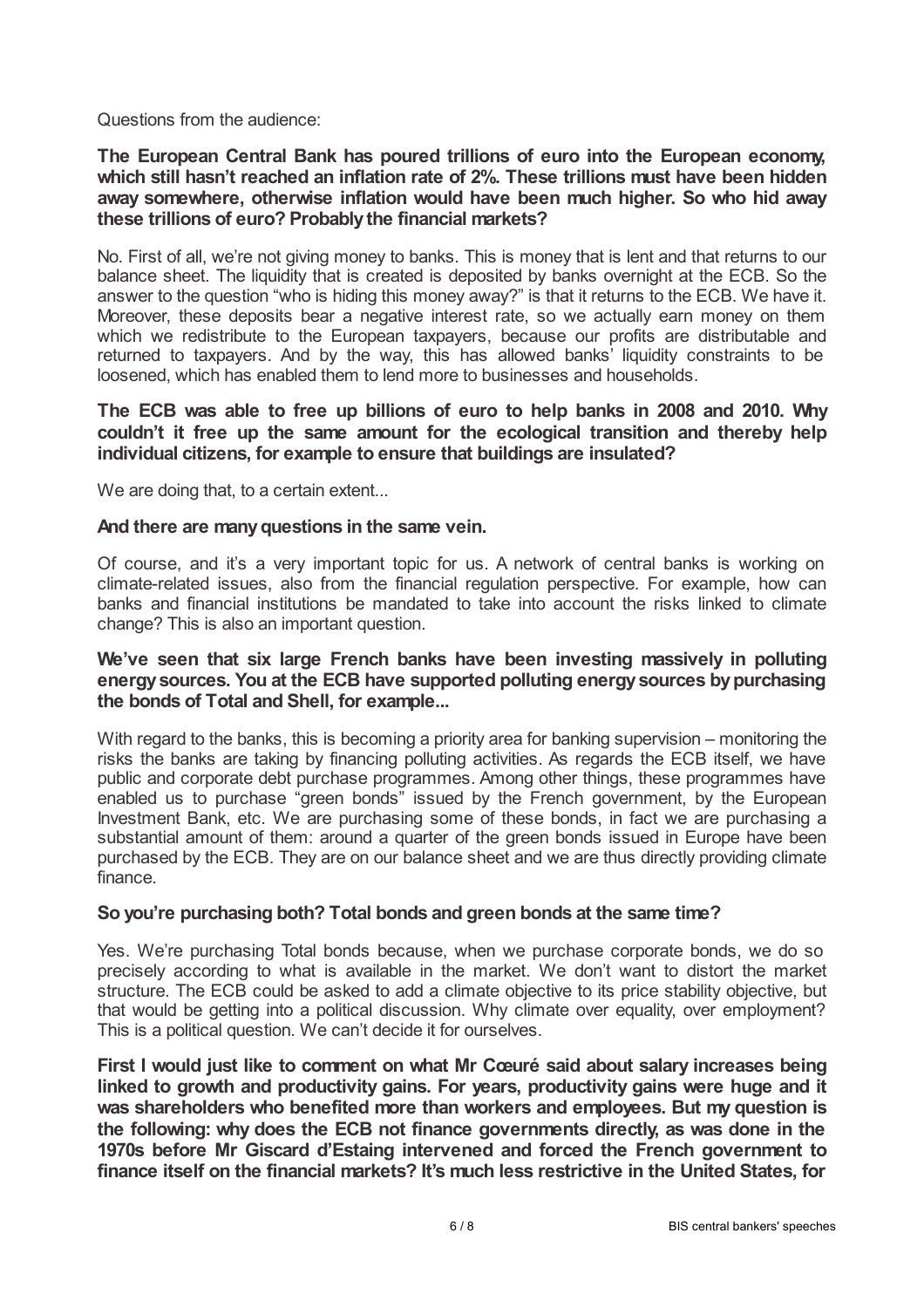Questions from the audience:

**The European Central Bank has poured trillions of euro into the European economy, which still hasn't reached an inflation rate of 2%. These trillions must have been hidden away somewhere, otherwise inflation would have been much higher. So who hid away these trillions of euro? Probably the financial markets?**

No. First of all, we're not giving money to banks. This is money that is lent and that returns to our balance sheet. The liquidity that is created is deposited by banks overnight at the ECB. So the answer to the question "who is hiding this money away?" is that it returns to the ECB. We have it. Moreover, these deposits bear a negative interest rate, so we actually earn money on them which we redistribute to the European taxpayers, because our profits are distributable and returned to taxpayers. And by the way, this has allowed banks' liquidity constraints to be loosened, which has enabled them to lend more to businesses and households.

**The ECB was able to free up billions of euro to help banks in 2008 and 2010. Why couldn't it free up the same amount for the ecological transition and thereby help individual citizens, for example to ensure that buildings are insulated?**

We are doing that, to a certain extent...

**And there are many questions in the same vein.**

Of course, and it's a very important topic for us. A network of central banks is working on climate-related issues, also from the financial regulation perspective. For example, how can banks and financial institutions be mandated to take into account the risks linked to climate change? This is also an important question.

**We've seen that six large French banks have been investing massively in polluting energy sources. You at the ECB have supported polluting energy sources by purchasing the bonds of Total and Shell, for example...**

With regard to the banks, this is becoming a priority area for banking supervision – monitoring the risks the banks are taking by financing polluting activities. As regards the ECB itself, we have public and corporate debt purchase programmes. Among other things, these programmes have enabled us to purchase "green bonds" issued by the French government, by the European Investment Bank, etc. We are purchasing some of these bonds, in fact we are purchasing a substantial amount of them: around a quarter of the green bonds issued in Europe have been purchased by the ECB. They are on our balance sheet and we are thus directly providing climate finance.

**So you're purchasing both? Total bonds and green bonds at the same time?**

Yes. We're purchasing Total bonds because, when we purchase corporate bonds, we do so precisely according to what is available in the market. We don't want to distort the market structure. The ECB could be asked to add a climate objective to its price stability objective, but that would be getting into a political discussion. Why climate over equality, over employment? This is a political question. We can't decide it for ourselves.

**First I would just like to comment on what Mr Cœuré said about salary increases being linked to growth and productivity gains. For years, productivity gains were huge and it was shareholders who benefited more than workers and employees. But my question is the following: why does the ECB not finance governments directly, as was done in the 1970s before Mr Giscard d'Estaing intervened and forced the French government to finance itself on the financial markets? It's much less restrictive in the United States, for**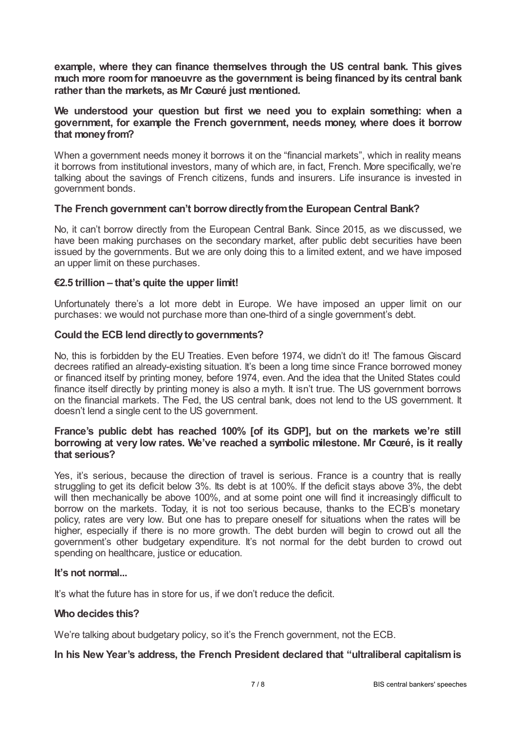**example, where they can finance themselves through the US central bank. This gives much more room for manoeuvre as the government is being financed by its central bank rather than the markets, as Mr Cœuré just mentioned.**

**We understood your question but first we need you to explain something: when a government, for example the French government, needs money, where does it borrow that money from?**

When a government needs money it borrows it on the "financial markets", which in reality means it borrows from institutional investors, many of which are, in fact, French. More specifically, we're talking about the savings of French citizens, funds and insurers. Life insurance is invested in government bonds.

**The French government can't borrow directly from the European Central Bank?**

No, it can't borrow directly from the European Central Bank. Since 2015, as we discussed, we have been making purchases on the secondary market, after public debt securities have been issued by the governments. But we are only doing this to a limited extent, and we have imposed an upper limit on these purchases.

**€2.5 trillion – that's quite the upper limit!**

Unfortunately there's a lot more debt in Europe. We have imposed an upper limit on our purchases: we would not purchase more than one-third of a single government's debt.

**Could the ECB lend directly to governments?**

No, this is forbidden by the EU Treaties. Even before 1974, we didn't do it! The famous Giscard decrees ratified an already-existing situation. It's been a long time since France borrowed money or financed itself by printing money, before 1974, even. And the idea that the United States could finance itself directly by printing money is also a myth. It isn't true. The US government borrows on the financial markets. The Fed, the US central bank, does not lend to the US government. It doesn't lend a single cent to the US government.

**France's public debt has reached 100% [of its GDP], but on the markets we're still borrowing at very low rates. We've reached a symbolic milestone. Mr Cœuré, is it really that serious?**

Yes, it's serious, because the direction of travel is serious. France is a country that is really struggling to get its deficit below 3%. Its debt is at 100%. If the deficit stays above 3%, the debt will then mechanically be above 100%, and at some point one will find it increasingly difficult to borrow on the markets. Today, it is not too serious because, thanks to the ECB's monetary policy, rates are very low. But one has to prepare oneself for situations when the rates will be higher, especially if there is no more growth. The debt burden will begin to crowd out all the government's other budgetary expenditure. It's not normal for the debt burden to crowd out spending on healthcare, justice or education.

**It's not normal...**

It's what the future has in store for us, if we don't reduce the deficit.

**Who decides this?**

We're talking about budgetary policy, so it's the French government, not the ECB.

**In his New Year's address, the French President declared that "ultraliberal capitalism is**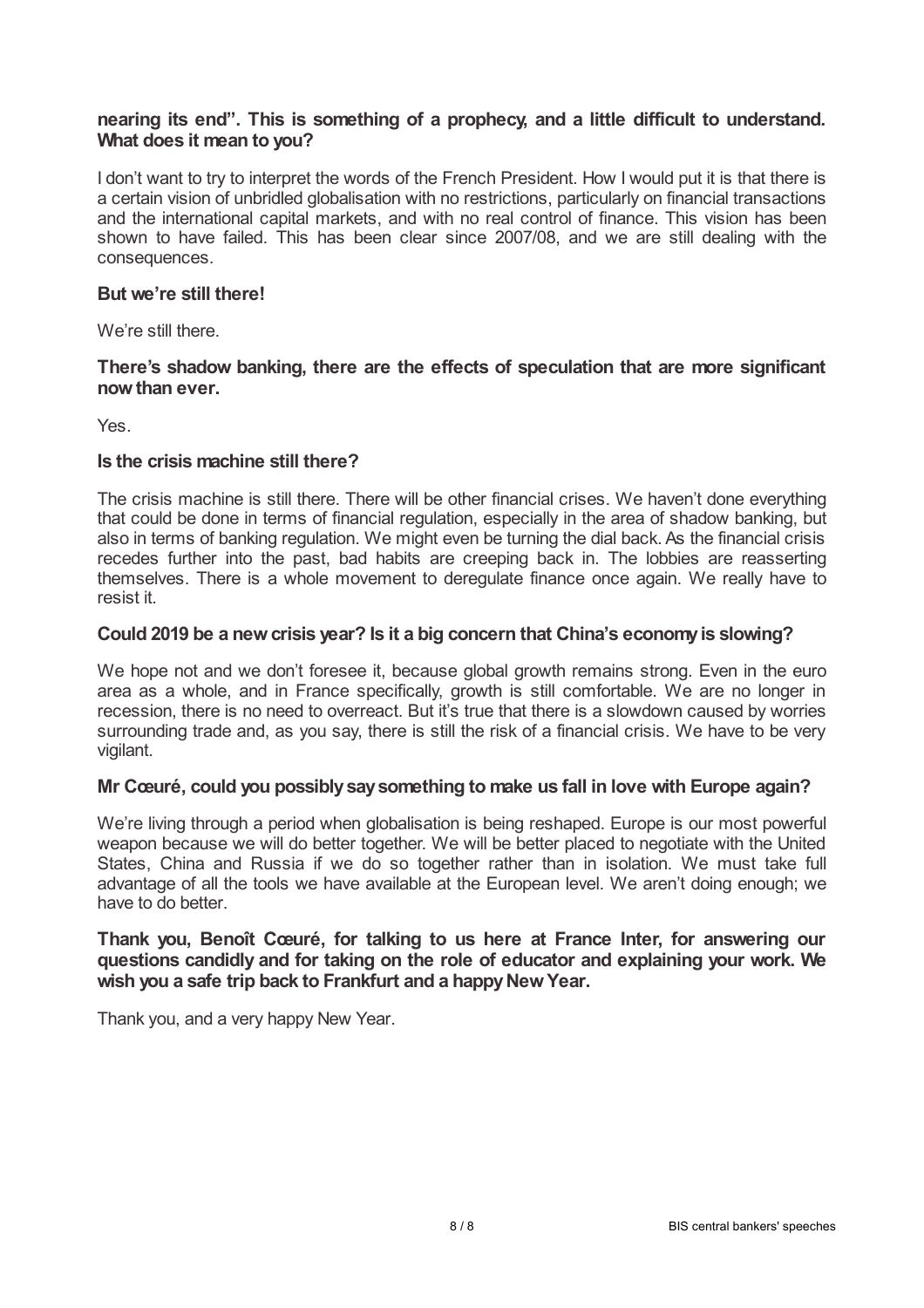**nearing its end". This is something of a prophecy, and a little difficult to understand. What does it mean to you?**

I don't want to try to interpret the words of the French President. How I would put it is that there is a certain vision of unbridled globalisation with no restrictions, particularly on financial transactions and the international capital markets, and with no real control of finance. This vision has been shown to have failed. This has been clear since 2007/08, and we are still dealing with the consequences.

**But we're still there!**

We're still there.

**There's shadow banking, there are the effects of speculation that are more significant now than ever.**

Yes.

**Is the crisis machine still there?**

The crisis machine is still there. There will be other financial crises. We haven't done everything that could be done in terms of financial regulation, especially in the area of shadow banking, but also in terms of banking regulation. We might even be turning the dial back. As the financial crisis recedes further into the past, bad habits are creeping back in. The lobbies are reasserting themselves. There is a whole movement to deregulate finance once again. We really have to resist it.

**Could 2019 be a new crisis year? Is it a big concern that China's economy is slowing?**

We hope not and we don't foresee it, because global growth remains strong. Even in the euro area as a whole, and in France specifically, growth is still comfortable. We are no longer in recession, there is no need to overreact. But it's true that there is a slowdown caused by worries surrounding trade and, as you say, there is still the risk of a financial crisis. We have to be very vigilant.

**Mr Cœuré, could you possibly say something to make us fall in love with Europe again?**

We're living through a period when globalisation is being reshaped. Europe is our most powerful weapon because we will do better together. We will be better placed to negotiate with the United States, China and Russia if we do so together rather than in isolation. We must take full advantage of all the tools we have available at the European level. We aren't doing enough; we have to do better.

**Thank you, Benoît Cœuré, for talking to us here at France Inter, for answering our questions candidly and for taking on the role of educator and explaining your work. We wish you a safe trip back to Frankfurt and a happy New Year.**

Thank you, and a very happy New Year.